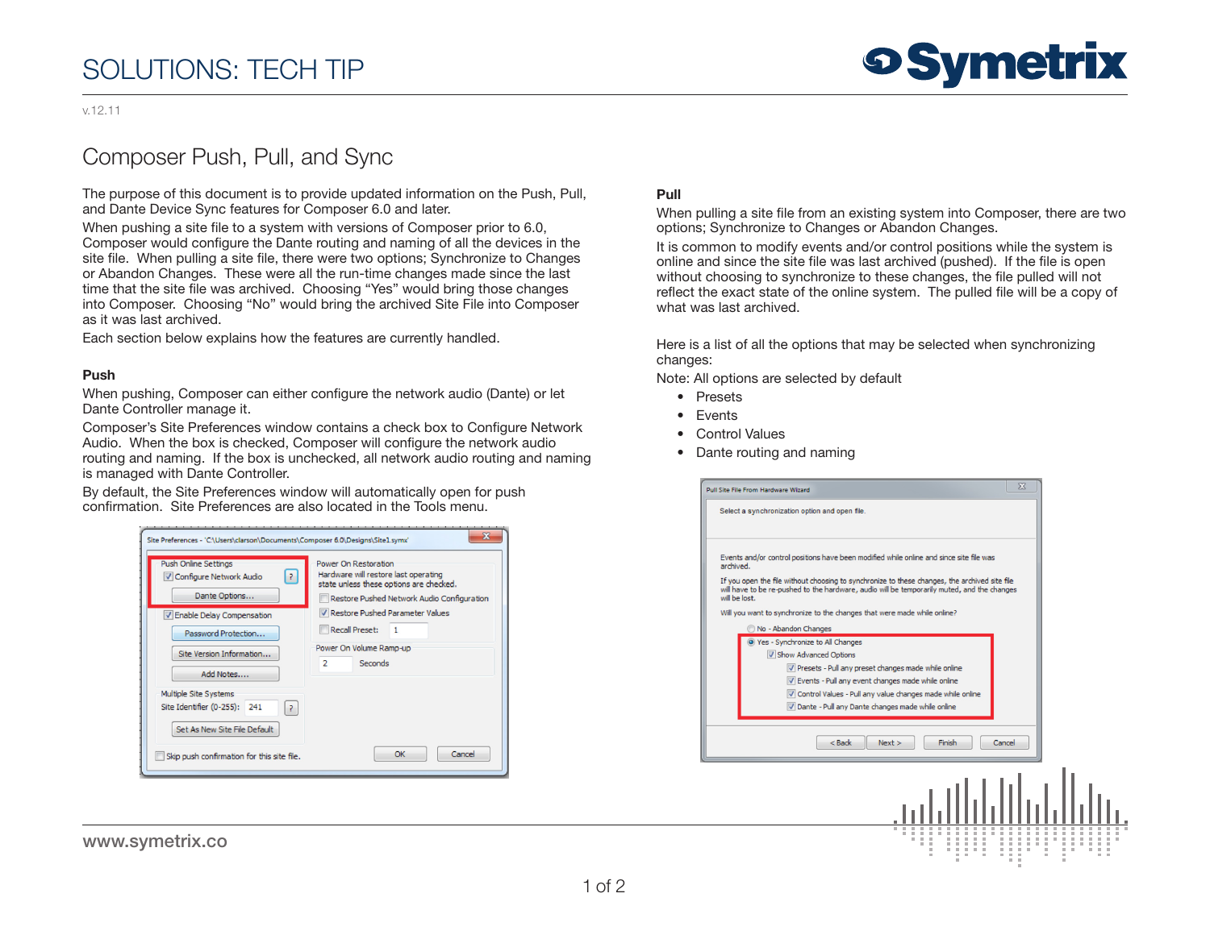# SOLUTIONS: TECH TIP

v.12.11

## Composer Push, Pull, and Sync

The purpose of this document is to provide updated information on the Push, Pull, and Dante Device Sync features for Composer 6.0 and later.

When pushing a site file to a system with versions of Composer prior to 6.0, Composer would configure the Dante routing and naming of all the devices in the site file. When pulling a site file, there were two options; Synchronize to Changes or Abandon Changes. These were all the run-time changes made since the last time that the site file was archived. Choosing "Yes" would bring those changes into Composer. Choosing "No" would bring the archived Site File into Composer as it was last archived.

Each section below explains how the features are currently handled.

### Push

When pushing, Composer can either configure the network audio (Dante) or let Dante Controller manage it.

Composer's Site Preferences window contains a check box to Configure Network Audio. When the box is checked, Composer will configure the network audio routing and naming. If the box is unchecked, all network audio routing and naming is managed with Dante Controller.

By default, the Site Preferences window will automatically open for push confirmation. Site Preferences are also located in the Tools menu.

### Pull

When pulling a site file from an existing system into Composer, there are two options; Synchronize to Changes or Abandon Changes.

It is common to modify events and/or control positions while the system is online and since the site file was last archived (pushed). If the file is open without choosing to synchronize to these changes, the file pulled will not reflect the exact state of the online system. The pulled file will be a copy of what was last archived.

Here is a list of all the options that may be selected when synchronizing changes:

Note: All options are selected by default

- Presets
- Events
- Control Values
- Dante routing and naming

www.symetrix.co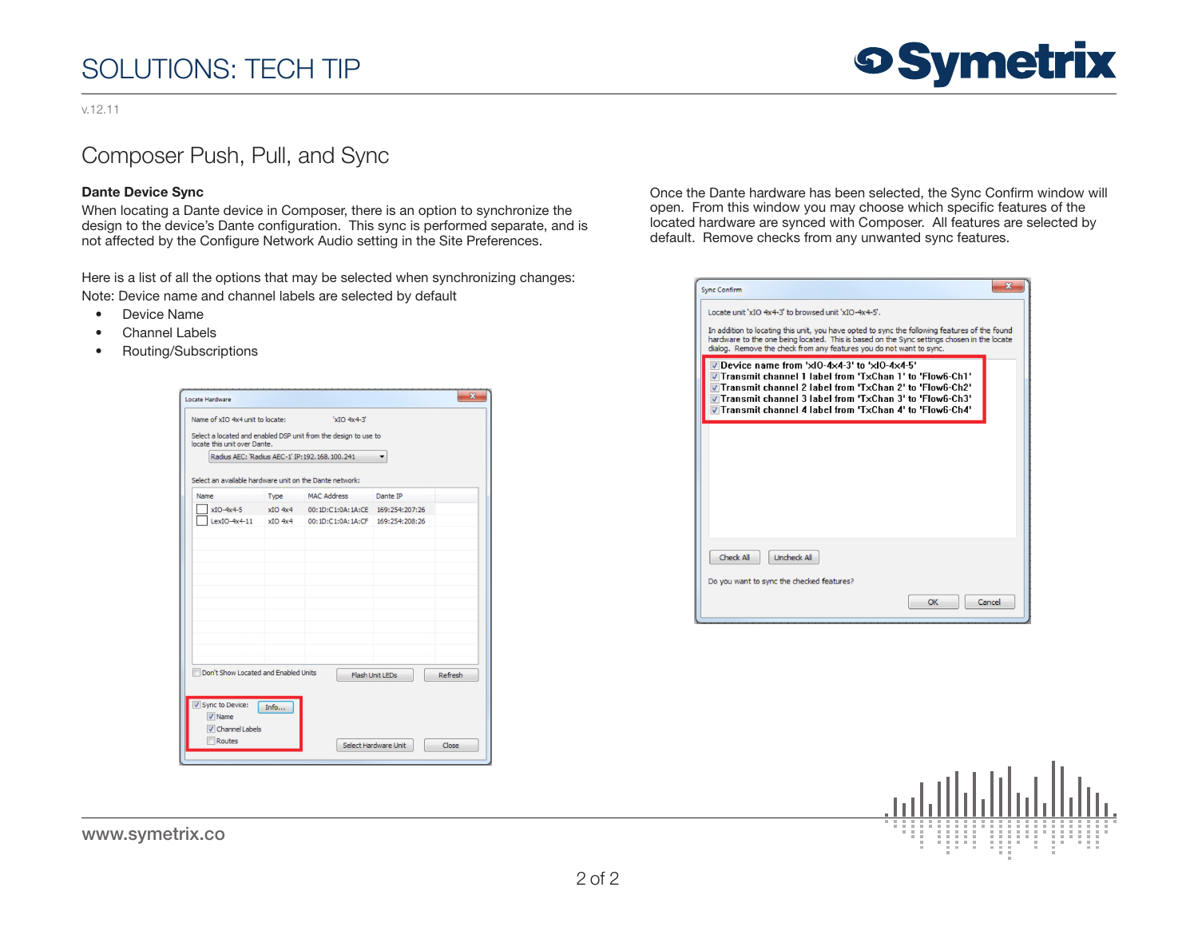# SOLUTIONS: TECH TIP

v.12.11

## Composer Push, Pull, and Sync

### Dante Device Sync

When locating a Dante device in Composer, there is an option to synchronize the design to the device's Dante configuration. This sync is performed separate, and is not affected by the Configure Network Audio setting in the Site Preferences.

Here is a list of all the options that may be selected when synchronizing changes:
Note: Device name and channel labels are selected by default

- Device Name
- Channel Labels
- Routing/Subscriptions

Once the Dante hardware has been selected, the Sync Confirm window will open. From this window you may choose which specific features of the located hardware are synced with Composer. All features are selected by default. Remove checks from any unwanted sync features.

www.symetrix.co